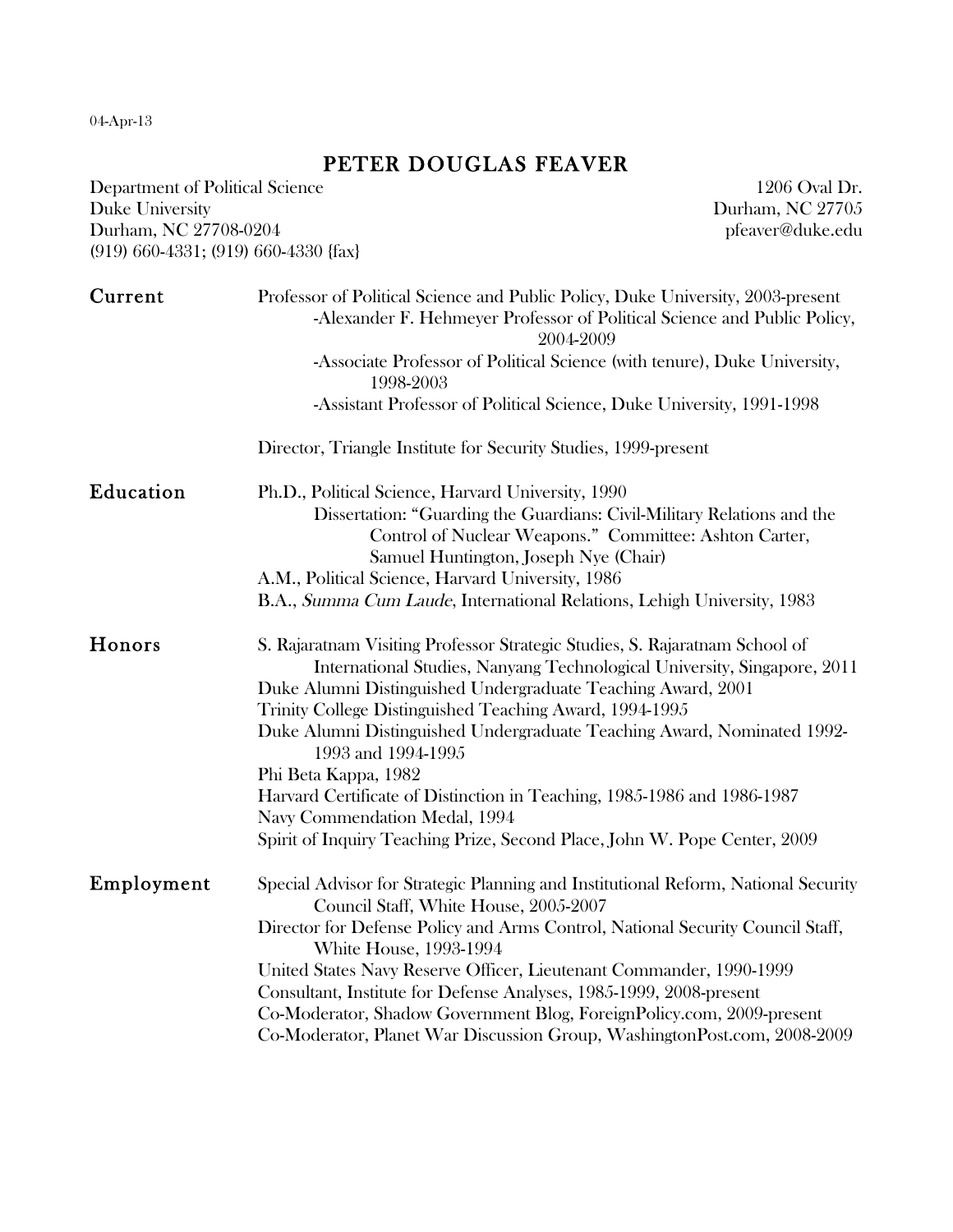04-Apr-13

# PETER DOUGLAS FEAVER

Department of Political Science
Duke University
Durham, NC 27708-0204
(919) 660-4331; (919) 660-4330 {fax}

1206 Oval Dr.
Durham, NC 27705
pfeaver@duke.edu

## Current

Professor of Political Science and Public Policy, Duke University, 2003-present
- -Alexander F. Hehmeyer Professor of Political Science and Public Policy, 2004-2009
- -Associate Professor of Political Science (with tenure), Duke University, 1998-2003
- -Assistant Professor of Political Science, Duke University, 1991-1998

Director, Triangle Institute for Security Studies, 1999-present

## Education

Ph.D., Political Science, Harvard University, 1990
Dissertation: "Guarding the Guardians: Civil-Military Relations and the Control of Nuclear Weapons." Committee: Ashton Carter, Samuel Huntington, Joseph Nye (Chair)
A.M., Political Science, Harvard University, 1986
B.A., *Summa Cum Laude*, International Relations, Lehigh University, 1983

## Honors

S. Rajaratnam Visiting Professor Strategic Studies, S. Rajaratnam School of International Studies, Nanyang Technological University, Singapore, 2011
Duke Alumni Distinguished Undergraduate Teaching Award, 2001
Trinity College Distinguished Teaching Award, 1994-1995
Duke Alumni Distinguished Undergraduate Teaching Award, Nominated 1992-1993 and 1994-1995
Phi Beta Kappa, 1982
Harvard Certificate of Distinction in Teaching, 1985-1986 and 1986-1987
Navy Commendation Medal, 1994
Spirit of Inquiry Teaching Prize, Second Place, John W. Pope Center, 2009

## Employment

Special Advisor for Strategic Planning and Institutional Reform, National Security Council Staff, White House, 2005-2007
Director for Defense Policy and Arms Control, National Security Council Staff, White House, 1993-1994
United States Navy Reserve Officer, Lieutenant Commander, 1990-1999
Consultant, Institute for Defense Analyses, 1985-1999, 2008-present
Co-Moderator, Shadow Government Blog, ForeignPolicy.com, 2009-present
Co-Moderator, Planet War Discussion Group, WashingtonPost.com, 2008-2009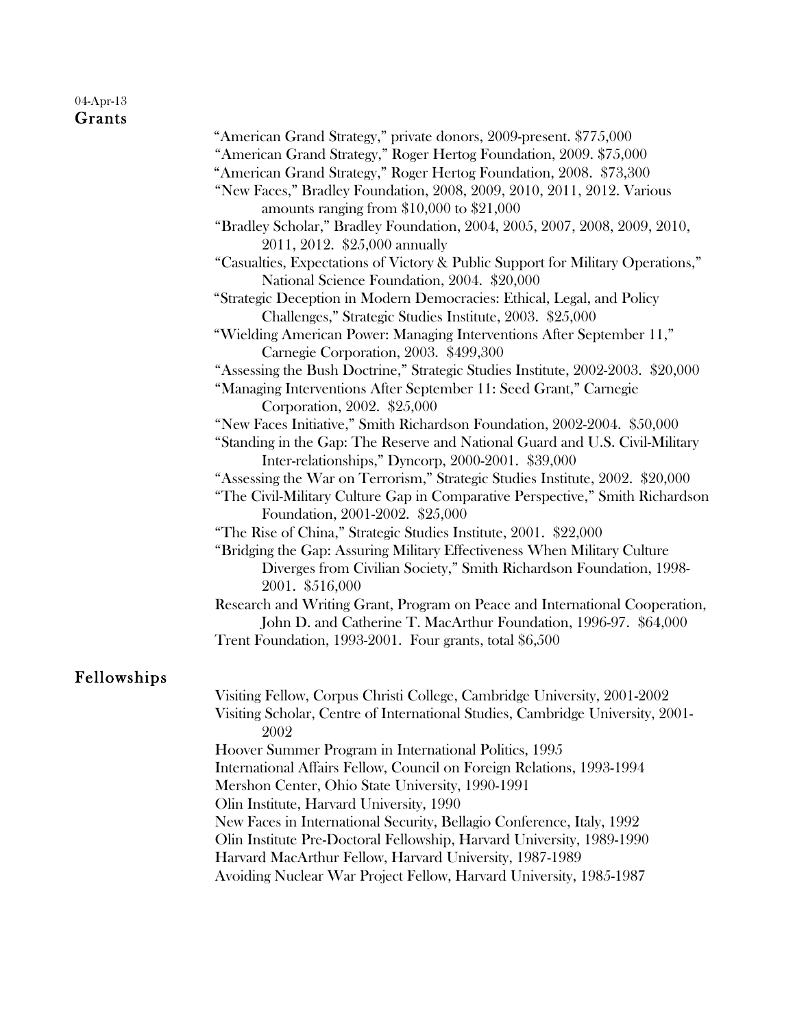04-Apr-13

## Grants

- "American Grand Strategy," private donors, 2009-present. $775,000
- "American Grand Strategy," Roger Hertog Foundation, 2009. $75,000
- "American Grand Strategy," Roger Hertog Foundation, 2008. $73,300
- "New Faces," Bradley Foundation, 2008, 2009, 2010, 2011, 2012. Various amounts ranging from $10,000 to $21,000
- "Bradley Scholar," Bradley Foundation, 2004, 2005, 2007, 2008, 2009, 2010, 2011, 2012. $25,000 annually
- "Casualties, Expectations of Victory & Public Support for Military Operations," National Science Foundation, 2004. $20,000
- "Strategic Deception in Modern Democracies: Ethical, Legal, and Policy Challenges," Strategic Studies Institute, 2003. $25,000
- "Wielding American Power: Managing Interventions After September 11," Carnegie Corporation, 2003. $499,300
- "Assessing the Bush Doctrine," Strategic Studies Institute, 2002-2003. $20,000
- "Managing Interventions After September 11: Seed Grant," Carnegie Corporation, 2002. $25,000
- "New Faces Initiative," Smith Richardson Foundation, 2002-2004. $50,000
- "Standing in the Gap: The Reserve and National Guard and U.S. Civil-Military Inter-relationships," Dyncorp, 2000-2001. $39,000
- "Assessing the War on Terrorism," Strategic Studies Institute, 2002. $20,000
- "The Civil-Military Culture Gap in Comparative Perspective," Smith Richardson Foundation, 2001-2002. $25,000
- "The Rise of China," Strategic Studies Institute, 2001. $22,000
- "Bridging the Gap: Assuring Military Effectiveness When Military Culture Diverges from Civilian Society," Smith Richardson Foundation, 1998-2001. $516,000
- Research and Writing Grant, Program on Peace and International Cooperation, John D. and Catherine T. MacArthur Foundation, 1996-97. $64,000
- Trent Foundation, 1993-2001. Four grants, total $6,500

## Fellowships

- Visiting Fellow, Corpus Christi College, Cambridge University, 2001-2002
- Visiting Scholar, Centre of International Studies, Cambridge University, 2001-2002
- Hoover Summer Program in International Politics, 1995
- International Affairs Fellow, Council on Foreign Relations, 1993-1994
- Mershon Center, Ohio State University, 1990-1991
- Olin Institute, Harvard University, 1990
- New Faces in International Security, Bellagio Conference, Italy, 1992
- Olin Institute Pre-Doctoral Fellowship, Harvard University, 1989-1990
- Harvard MacArthur Fellow, Harvard University, 1987-1989
- Avoiding Nuclear War Project Fellow, Harvard University, 1985-1987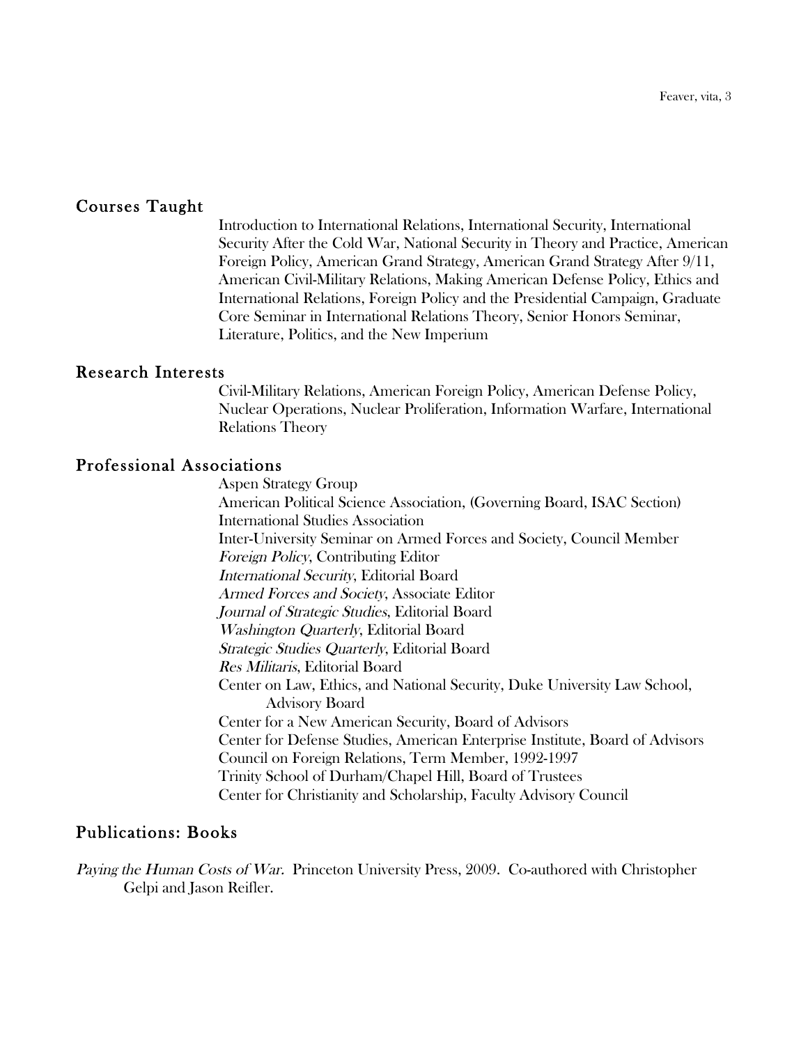## Courses Taught

Introduction to International Relations, International Security, International Security After the Cold War, National Security in Theory and Practice, American Foreign Policy, American Grand Strategy, American Grand Strategy After 9/11, American Civil-Military Relations, Making American Defense Policy, Ethics and International Relations, Foreign Policy and the Presidential Campaign, Graduate Core Seminar in International Relations Theory, Senior Honors Seminar, Literature, Politics, and the New Imperium

## Research Interests

Civil-Military Relations, American Foreign Policy, American Defense Policy, Nuclear Operations, Nuclear Proliferation, Information Warfare, International Relations Theory

## Professional Associations

Aspen Strategy Group
American Political Science Association, (Governing Board, ISAC Section)
International Studies Association
Inter-University Seminar on Armed Forces and Society, Council Member
*Foreign Policy*, Contributing Editor
*International Security*, Editorial Board
*Armed Forces and Society*, Associate Editor
*Journal of Strategic Studies*, Editorial Board
*Washington Quarterly*, Editorial Board
*Strategic Studies Quarterly*, Editorial Board
*Res Militaris*, Editorial Board
Center on Law, Ethics, and National Security, Duke University Law School, Advisory Board
Center for a New American Security, Board of Advisors
Center for Defense Studies, American Enterprise Institute, Board of Advisors
Council on Foreign Relations, Term Member, 1992-1997
Trinity School of Durham/Chapel Hill, Board of Trustees
Center for Christianity and Scholarship, Faculty Advisory Council

## Publications: Books

*Paying the Human Costs of War*. Princeton University Press, 2009. Co-authored with Christopher Gelpi and Jason Reifler.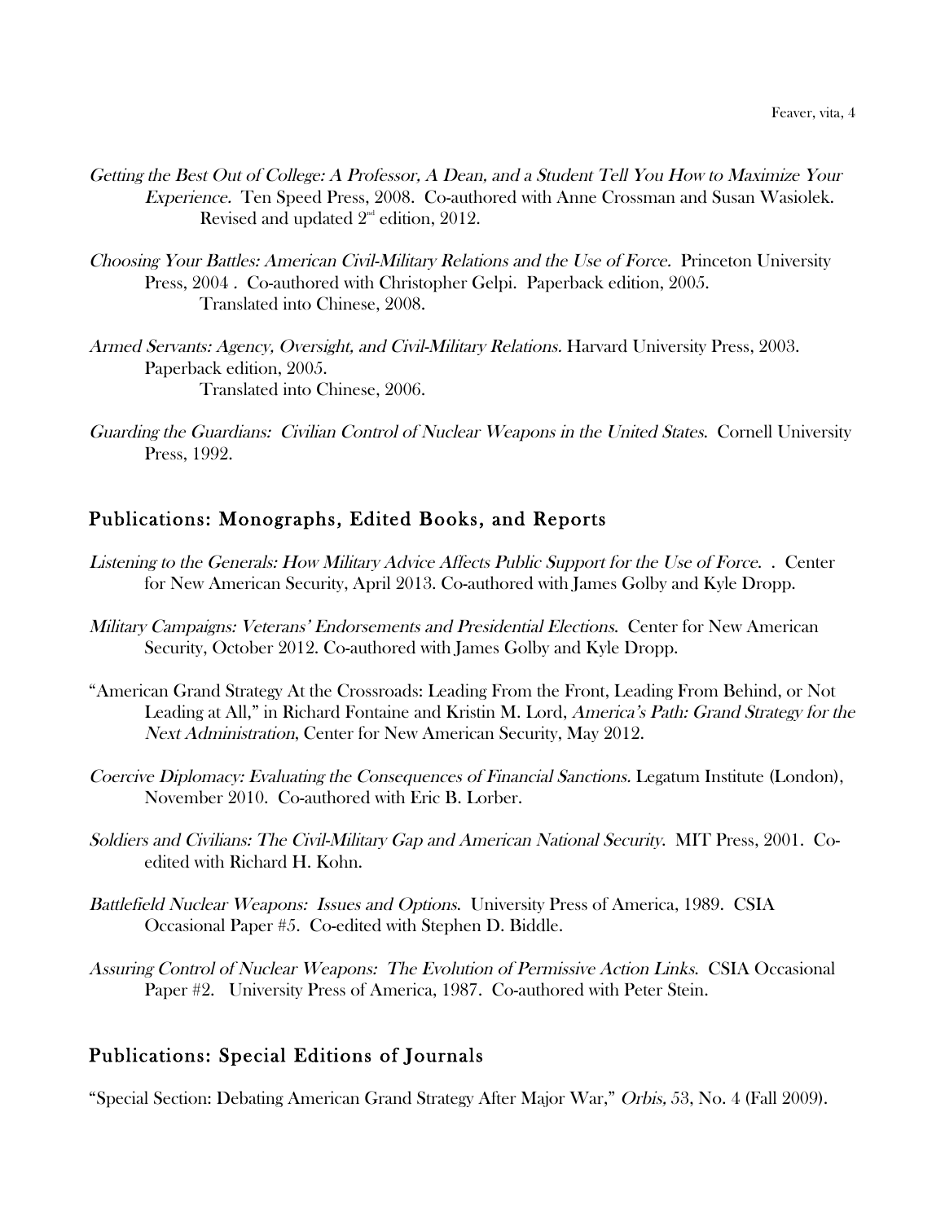*Getting the Best Out of College: A Professor, A Dean, and a Student Tell You How to Maximize Your Experience*. Ten Speed Press, 2008. Co-authored with Anne Crossman and Susan Wasiolek. Revised and updated 2nd edition, 2012.

*Choosing Your Battles: American Civil-Military Relations and the Use of Force*. Princeton University Press, 2004 . Co-authored with Christopher Gelpi. Paperback edition, 2005. Translated into Chinese, 2008.

*Armed Servants: Agency, Oversight, and Civil-Military Relations*. Harvard University Press, 2003. Paperback edition, 2005. Translated into Chinese, 2006.

*Guarding the Guardians: Civilian Control of Nuclear Weapons in the United States*. Cornell University Press, 1992.

## Publications: Monographs, Edited Books, and Reports

*Listening to the Generals: How Military Advice Affects Public Support for the Use of Force*. . Center for New American Security, April 2013. Co-authored with James Golby and Kyle Dropp.

*Military Campaigns: Veterans' Endorsements and Presidential Elections*. Center for New American Security, October 2012. Co-authored with James Golby and Kyle Dropp.

"American Grand Strategy At the Crossroads: Leading From the Front, Leading From Behind, or Not Leading at All," in Richard Fontaine and Kristin M. Lord, *America's Path: Grand Strategy for the Next Administration*, Center for New American Security, May 2012.

*Coercive Diplomacy: Evaluating the Consequences of Financial Sanctions*. Legatum Institute (London), November 2010. Co-authored with Eric B. Lorber.

*Soldiers and Civilians: The Civil-Military Gap and American National Security*. MIT Press, 2001. Co-edited with Richard H. Kohn.

*Battlefield Nuclear Weapons: Issues and Options*. University Press of America, 1989. CSIA Occasional Paper #5. Co-edited with Stephen D. Biddle.

*Assuring Control of Nuclear Weapons: The Evolution of Permissive Action Links*. CSIA Occasional Paper #2. University Press of America, 1987. Co-authored with Peter Stein.

## Publications: Special Editions of Journals

"Special Section: Debating American Grand Strategy After Major War," *Orbis*, 53, No. 4 (Fall 2009).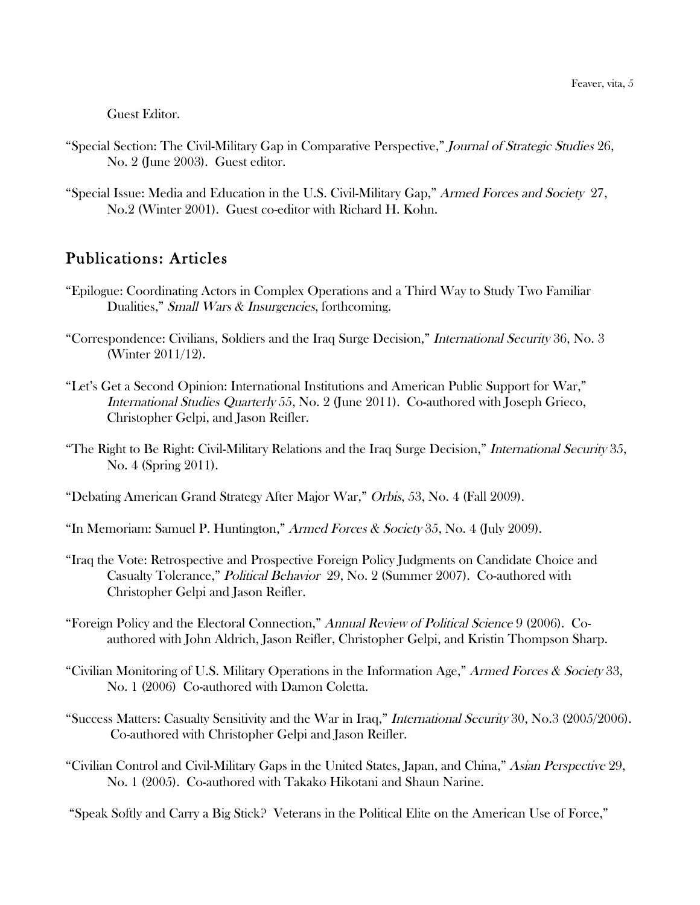Guest Editor.

"Special Section: The Civil-Military Gap in Comparative Perspective," *Journal of Strategic Studies* 26, No. 2 (June 2003). Guest editor.

"Special Issue: Media and Education in the U.S. Civil-Military Gap," *Armed Forces and Society* 27, No.2 (Winter 2001). Guest co-editor with Richard H. Kohn.

## Publications: Articles

"Epilogue: Coordinating Actors in Complex Operations and a Third Way to Study Two Familiar Dualities," *Small Wars & Insurgencies*, forthcoming.

"Correspondence: Civilians, Soldiers and the Iraq Surge Decision," *International Security* 36, No. 3 (Winter 2011/12).

"Let's Get a Second Opinion: International Institutions and American Public Support for War," *International Studies Quarterly* 55, No. 2 (June 2011). Co-authored with Joseph Grieco, Christopher Gelpi, and Jason Reifler.

"The Right to Be Right: Civil-Military Relations and the Iraq Surge Decision," *International Security* 35, No. 4 (Spring 2011).

"Debating American Grand Strategy After Major War," *Orbis*, 53, No. 4 (Fall 2009).

"In Memoriam: Samuel P. Huntington," *Armed Forces & Society* 35, No. 4 (July 2009).

"Iraq the Vote: Retrospective and Prospective Foreign Policy Judgments on Candidate Choice and Casualty Tolerance," *Political Behavior* 29, No. 2 (Summer 2007). Co-authored with Christopher Gelpi and Jason Reifler.

"Foreign Policy and the Electoral Connection," *Annual Review of Political Science* 9 (2006). Co-authored with John Aldrich, Jason Reifler, Christopher Gelpi, and Kristin Thompson Sharp.

"Civilian Monitoring of U.S. Military Operations in the Information Age," *Armed Forces & Society* 33, No. 1 (2006) Co-authored with Damon Coletta.

"Success Matters: Casualty Sensitivity and the War in Iraq," *International Security* 30, No.3 (2005/2006). Co-authored with Christopher Gelpi and Jason Reifler.

"Civilian Control and Civil-Military Gaps in the United States, Japan, and China," *Asian Perspective* 29, No. 1 (2005). Co-authored with Takako Hikotani and Shaun Narine.

"Speak Softly and Carry a Big Stick? Veterans in the Political Elite on the American Use of Force,"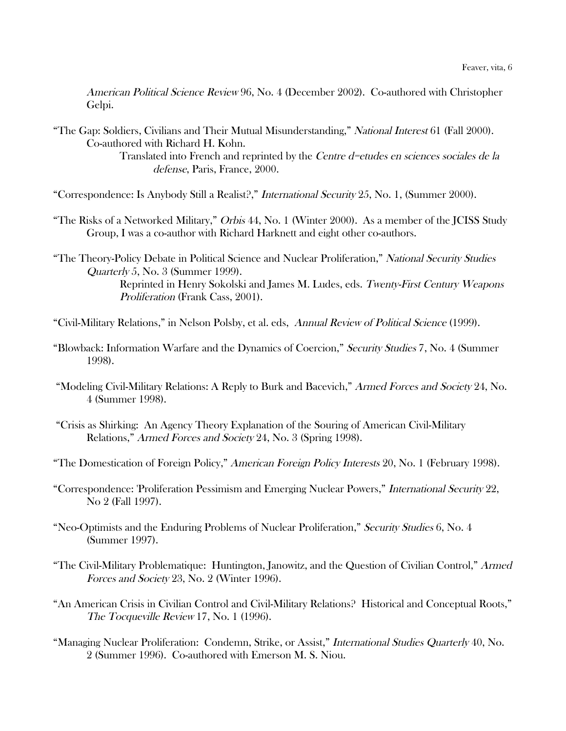*American Political Science Review* 96, No. 4 (December 2002). Co-authored with Christopher Gelpi.

"The Gap: Soldiers, Civilians and Their Mutual Misunderstanding," *National Interest* 61 (Fall 2000). Co-authored with Richard H. Kohn.
Translated into French and reprinted by the *Centre d=etudes en sciences sociales de la defense*, Paris, France, 2000.

"Correspondence: Is Anybody Still a Realist?," *International Security* 25, No. 1, (Summer 2000).

"The Risks of a Networked Military," *Orbis* 44, No. 1 (Winter 2000). As a member of the JCISS Study Group, I was a co-author with Richard Harknett and eight other co-authors.

"The Theory-Policy Debate in Political Science and Nuclear Proliferation," *National Security Studies Quarterly* 5, No. 3 (Summer 1999).
Reprinted in Henry Sokolski and James M. Ludes, eds. *Twenty-First Century Weapons Proliferation* (Frank Cass, 2001).

"Civil-Military Relations," in Nelson Polsby, et al. eds, *Annual Review of Political Science* (1999).

"Blowback: Information Warfare and the Dynamics of Coercion," *Security Studies* 7, No. 4 (Summer 1998).

"Modeling Civil-Military Relations: A Reply to Burk and Bacevich," *Armed Forces and Society* 24, No. 4 (Summer 1998).

"Crisis as Shirking: An Agency Theory Explanation of the Souring of American Civil-Military Relations," *Armed Forces and Society* 24, No. 3 (Spring 1998).

"The Domestication of Foreign Policy," *American Foreign Policy Interests* 20, No. 1 (February 1998).

"Correspondence: 'Proliferation Pessimism and Emerging Nuclear Powers," *International Security* 22, No 2 (Fall 1997).

"Neo-Optimists and the Enduring Problems of Nuclear Proliferation," *Security Studies* 6, No. 4 (Summer 1997).

"The Civil-Military Problematique: Huntington, Janowitz, and the Question of Civilian Control," *Armed Forces and Society* 23, No. 2 (Winter 1996).

"An American Crisis in Civilian Control and Civil-Military Relations? Historical and Conceptual Roots," *The Tocqueville Review* 17, No. 1 (1996).

"Managing Nuclear Proliferation: Condemn, Strike, or Assist," *International Studies Quarterly* 40, No. 2 (Summer 1996). Co-authored with Emerson M. S. Niou.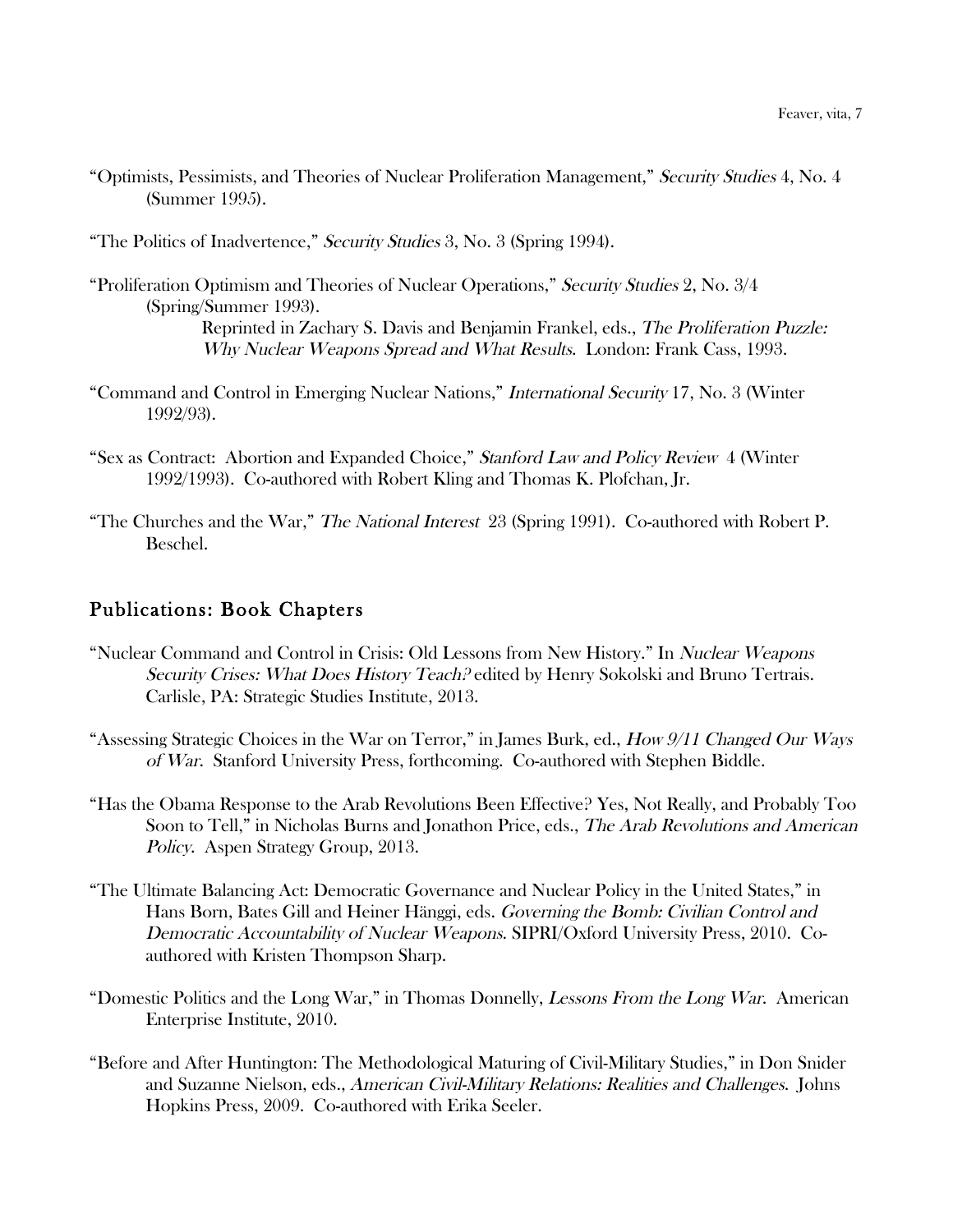"Optimists, Pessimists, and Theories of Nuclear Proliferation Management," *Security Studies* 4, No. 4 (Summer 1995).

"The Politics of Inadvertence," *Security Studies* 3, No. 3 (Spring 1994).

"Proliferation Optimism and Theories of Nuclear Operations," *Security Studies* 2, No. 3/4 (Spring/Summer 1993).
Reprinted in Zachary S. Davis and Benjamin Frankel, eds., *The Proliferation Puzzle: Why Nuclear Weapons Spread and What Results*. London: Frank Cass, 1993.

"Command and Control in Emerging Nuclear Nations," *International Security* 17, No. 3 (Winter 1992/93).

"Sex as Contract: Abortion and Expanded Choice," *Stanford Law and Policy Review* 4 (Winter 1992/1993). Co-authored with Robert Kling and Thomas K. Plofchan, Jr.

"The Churches and the War," *The National Interest* 23 (Spring 1991). Co-authored with Robert P. Beschel.

## Publications: Book Chapters

"Nuclear Command and Control in Crisis: Old Lessons from New History." In *Nuclear Weapons Security Crises: What Does History Teach?* edited by Henry Sokolski and Bruno Tertrais. Carlisle, PA: Strategic Studies Institute, 2013.

"Assessing Strategic Choices in the War on Terror," in James Burk, ed., *How 9/11 Changed Our Ways of War*. Stanford University Press, forthcoming. Co-authored with Stephen Biddle.

"Has the Obama Response to the Arab Revolutions Been Effective? Yes, Not Really, and Probably Too Soon to Tell," in Nicholas Burns and Jonathon Price, eds., *The Arab Revolutions and American Policy*. Aspen Strategy Group, 2013.

"The Ultimate Balancing Act: Democratic Governance and Nuclear Policy in the United States," in Hans Born, Bates Gill and Heiner Hänggi, eds. *Governing the Bomb: Civilian Control and Democratic Accountability of Nuclear Weapons*. SIPRI/Oxford University Press, 2010. Co-authored with Kristen Thompson Sharp.

"Domestic Politics and the Long War," in Thomas Donnelly, *Lessons From the Long War*. American Enterprise Institute, 2010.

"Before and After Huntington: The Methodological Maturing of Civil-Military Studies," in Don Snider and Suzanne Nielson, eds., *American Civil-Military Relations: Realities and Challenges*. Johns Hopkins Press, 2009. Co-authored with Erika Seeler.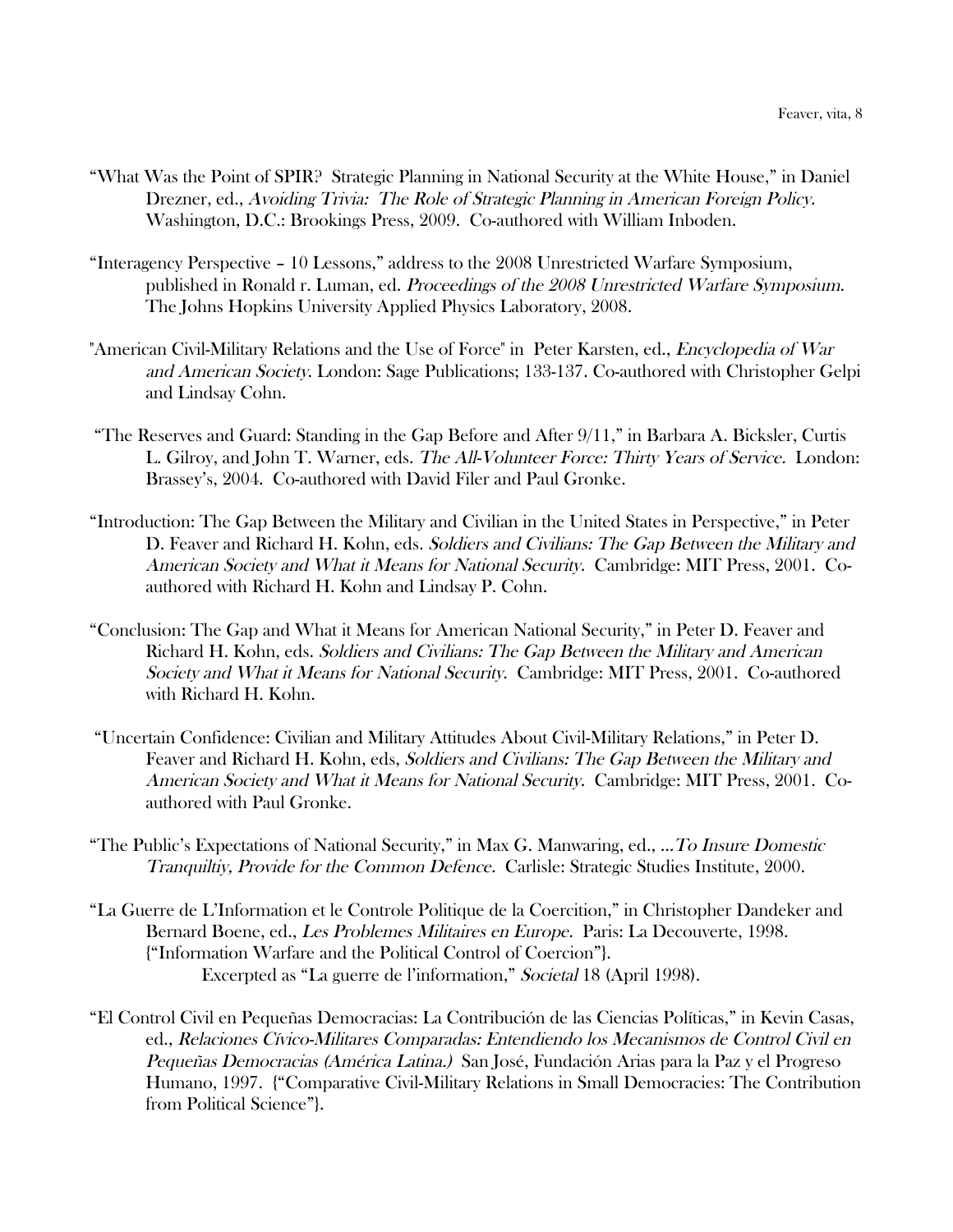"What Was the Point of SPIR? Strategic Planning in National Security at the White House," in Daniel Drezner, ed., *Avoiding Trivia: The Role of Strategic Planning in American Foreign Policy.* Washington, D.C.: Brookings Press, 2009. Co-authored with William Inboden.

"Interagency Perspective – 10 Lessons," address to the 2008 Unrestricted Warfare Symposium, published in Ronald r. Luman, ed. *Proceedings of the 2008 Unrestricted Warfare Symposium*. The Johns Hopkins University Applied Physics Laboratory, 2008.

"American Civil-Military Relations and the Use of Force" in Peter Karsten, ed., *Encyclopedia of War and American Society*. London: Sage Publications; 133-137. Co-authored with Christopher Gelpi and Lindsay Cohn.

"The Reserves and Guard: Standing in the Gap Before and After 9/11," in Barbara A. Bicksler, Curtis L. Gilroy, and John T. Warner, eds. *The All-Volunteer Force: Thirty Years of Service.* London: Brassey's, 2004. Co-authored with David Filer and Paul Gronke.

"Introduction: The Gap Between the Military and Civilian in the United States in Perspective," in Peter D. Feaver and Richard H. Kohn, eds. *Soldiers and Civilians: The Gap Between the Military and American Society and What it Means for National Security.* Cambridge: MIT Press, 2001. Co-authored with Richard H. Kohn and Lindsay P. Cohn.

"Conclusion: The Gap and What it Means for American National Security," in Peter D. Feaver and Richard H. Kohn, eds. *Soldiers and Civilians: The Gap Between the Military and American Society and What it Means for National Security.* Cambridge: MIT Press, 2001. Co-authored with Richard H. Kohn.

"Uncertain Confidence: Civilian and Military Attitudes About Civil-Military Relations," in Peter D. Feaver and Richard H. Kohn, eds, *Soldiers and Civilians: The Gap Between the Military and American Society and What it Means for National Security.* Cambridge: MIT Press, 2001. Co-authored with Paul Gronke.

"The Public's Expectations of National Security," in Max G. Manwaring, ed., *…To Insure Domestic Tranquiltiy, Provide for the Common Defence.* Carlisle: Strategic Studies Institute, 2000.

"La Guerre de L'Information et le Controle Politique de la Coercition," in Christopher Dandeker and Bernard Boene, ed., *Les Problemes Militaires en Europe.* Paris: La Decouverte, 1998. {"Information Warfare and the Political Control of Coercion"}.
Excerpted as "La guerre de l'information," *Societal* 18 (April 1998).

"El Control Civil en Pequeñas Democracias: La Contribución de las Ciencias Políticas," in Kevin Casas, ed., *Relaciones Cívico-Militares Comparadas: Entendiendo los Mecanismos de Control Civil en Pequeñas Democracias (América Latina.)* San José, Fundación Arias para la Paz y el Progreso Humano, 1997. {"Comparative Civil-Military Relations in Small Democracies: The Contribution from Political Science"}.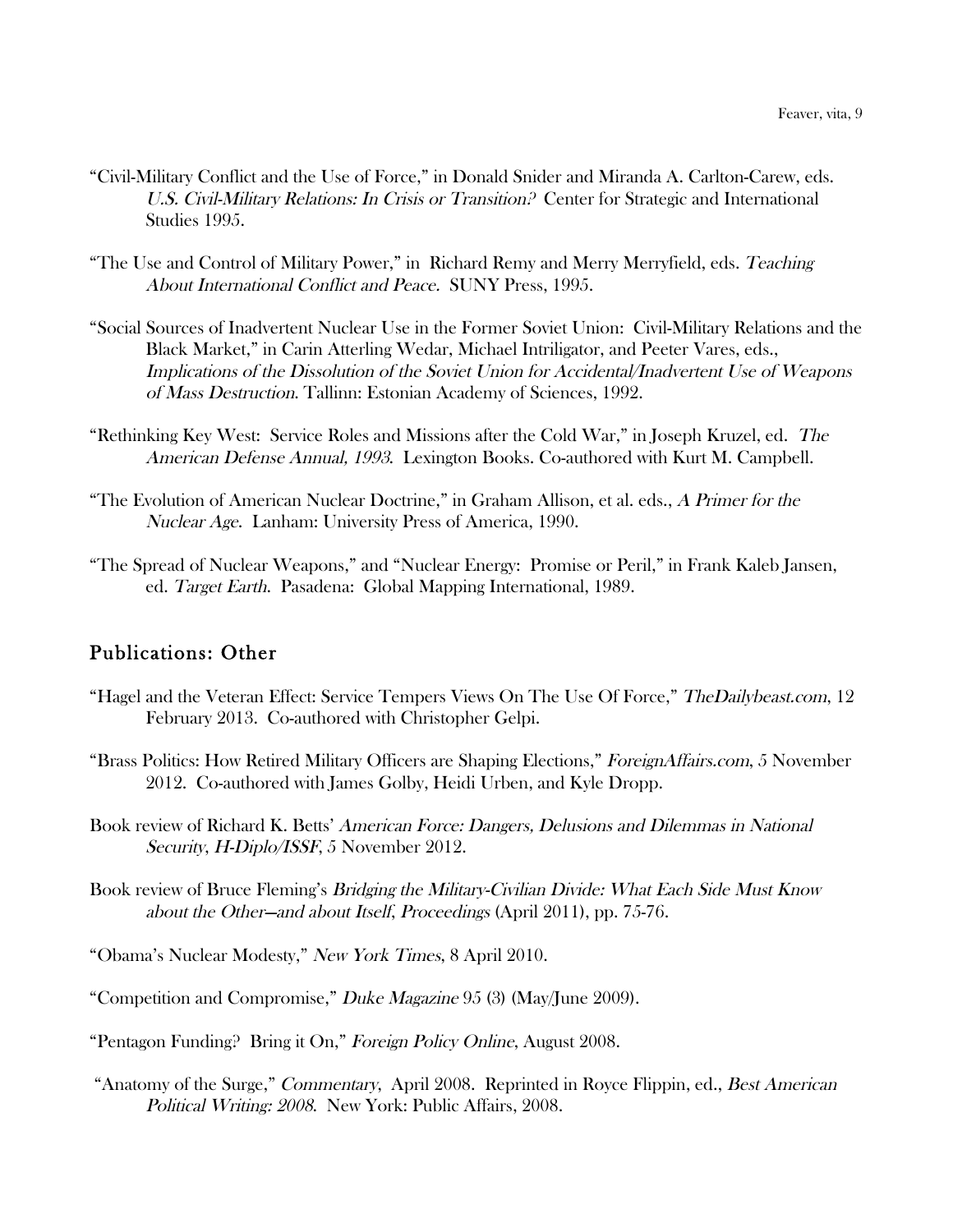"Civil-Military Conflict and the Use of Force," in Donald Snider and Miranda A. Carlton-Carew, eds. *U.S. Civil-Military Relations: In Crisis or Transition?* Center for Strategic and International Studies 1995.

"The Use and Control of Military Power," in Richard Remy and Merry Merryfield, eds. *Teaching About International Conflict and Peace.* SUNY Press, 1995.

"Social Sources of Inadvertent Nuclear Use in the Former Soviet Union: Civil-Military Relations and the Black Market," in Carin Atterling Wedar, Michael Intriligator, and Peeter Vares, eds., *Implications of the Dissolution of the Soviet Union for Accidental/Inadvertent Use of Weapons of Mass Destruction*. Tallinn: Estonian Academy of Sciences, 1992.

"Rethinking Key West: Service Roles and Missions after the Cold War," in Joseph Kruzel, ed. *The American Defense Annual, 1993*. Lexington Books. Co-authored with Kurt M. Campbell.

"The Evolution of American Nuclear Doctrine," in Graham Allison, et al. eds., *A Primer for the Nuclear Age*. Lanham: University Press of America, 1990.

"The Spread of Nuclear Weapons," and "Nuclear Energy: Promise or Peril," in Frank Kaleb Jansen, ed. *Target Earth*. Pasadena: Global Mapping International, 1989.

## Publications: Other

"Hagel and the Veteran Effect: Service Tempers Views On The Use Of Force," *TheDailybeast.com*, 12 February 2013. Co-authored with Christopher Gelpi.

"Brass Politics: How Retired Military Officers are Shaping Elections," *ForeignAffairs.com*, 5 November 2012. Co-authored with James Golby, Heidi Urben, and Kyle Dropp.

Book review of Richard K. Betts' *American Force: Dangers, Delusions and Dilemmas in National Security*, *H-Diplo/ISSF*, 5 November 2012.

Book review of Bruce Fleming's *Bridging the Military-Civilian Divide: What Each Side Must Know about the Other—and about Itself*, *Proceedings* (April 2011), pp. 75-76.

"Obama's Nuclear Modesty," *New York Times*, 8 April 2010.

"Competition and Compromise," *Duke Magazine* 95 (3) (May/June 2009).

"Pentagon Funding? Bring it On," *Foreign Policy Online*, August 2008.

"Anatomy of the Surge," *Commentary*, April 2008. Reprinted in Royce Flippin, ed., *Best American Political Writing: 2008*. New York: Public Affairs, 2008.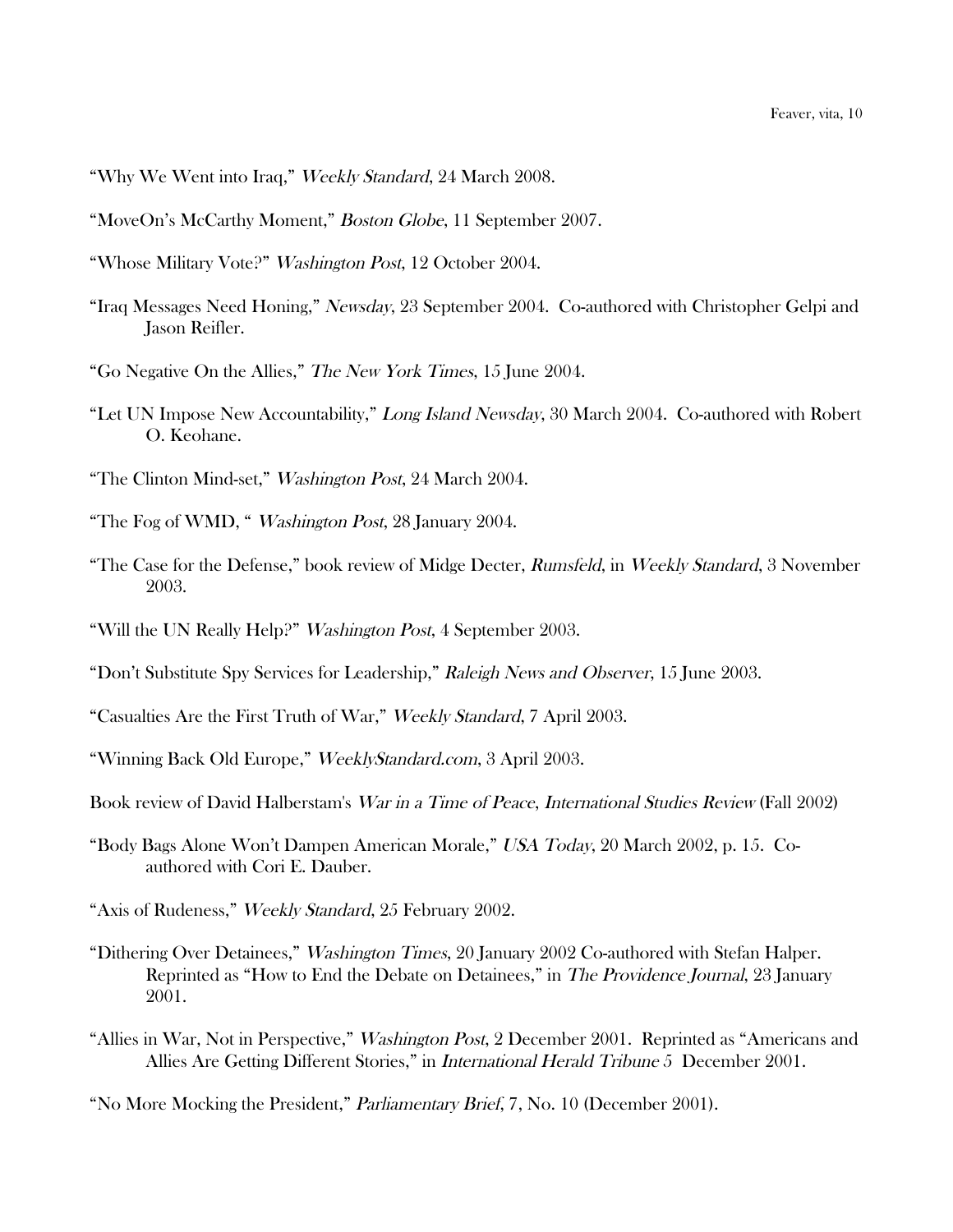"Why We Went into Iraq," *Weekly Standard*, 24 March 2008.

"MoveOn's McCarthy Moment," *Boston Globe*, 11 September 2007.

"Whose Military Vote?" *Washington Post*, 12 October 2004.

"Iraq Messages Need Honing," *Newsday*, 23 September 2004. Co-authored with Christopher Gelpi and Jason Reifler.

"Go Negative On the Allies," *The New York Times*, 15 June 2004.

"Let UN Impose New Accountability," *Long Island Newsday*, 30 March 2004. Co-authored with Robert O. Keohane.

"The Clinton Mind-set," *Washington Post*, 24 March 2004.

"The Fog of WMD, " *Washington Post*, 28 January 2004.

"The Case for the Defense," book review of Midge Decter, *Rumsfeld*, in *Weekly Standard*, 3 November 2003.

"Will the UN Really Help?" *Washington Post*, 4 September 2003.

"Don't Substitute Spy Services for Leadership," *Raleigh News and Observer*, 15 June 2003.

"Casualties Are the First Truth of War," *Weekly Standard*, 7 April 2003.

"Winning Back Old Europe," *WeeklyStandard.com*, 3 April 2003.

Book review of David Halberstam's *War in a Time of Peace*, *International Studies Review* (Fall 2002)

"Body Bags Alone Won't Dampen American Morale," *USA Today*, 20 March 2002, p. 15. Co-authored with Cori E. Dauber.

"Axis of Rudeness," *Weekly Standard*, 25 February 2002.

"Dithering Over Detainees," *Washington Times*, 20 January 2002 Co-authored with Stefan Halper. Reprinted as "How to End the Debate on Detainees," in *The Providence Journal*, 23 January 2001.

"Allies in War, Not in Perspective," *Washington Post*, 2 December 2001. Reprinted as "Americans and Allies Are Getting Different Stories," in *International Herald Tribune* 5 December 2001.

"No More Mocking the President," *Parliamentary Brief*, 7, No. 10 (December 2001).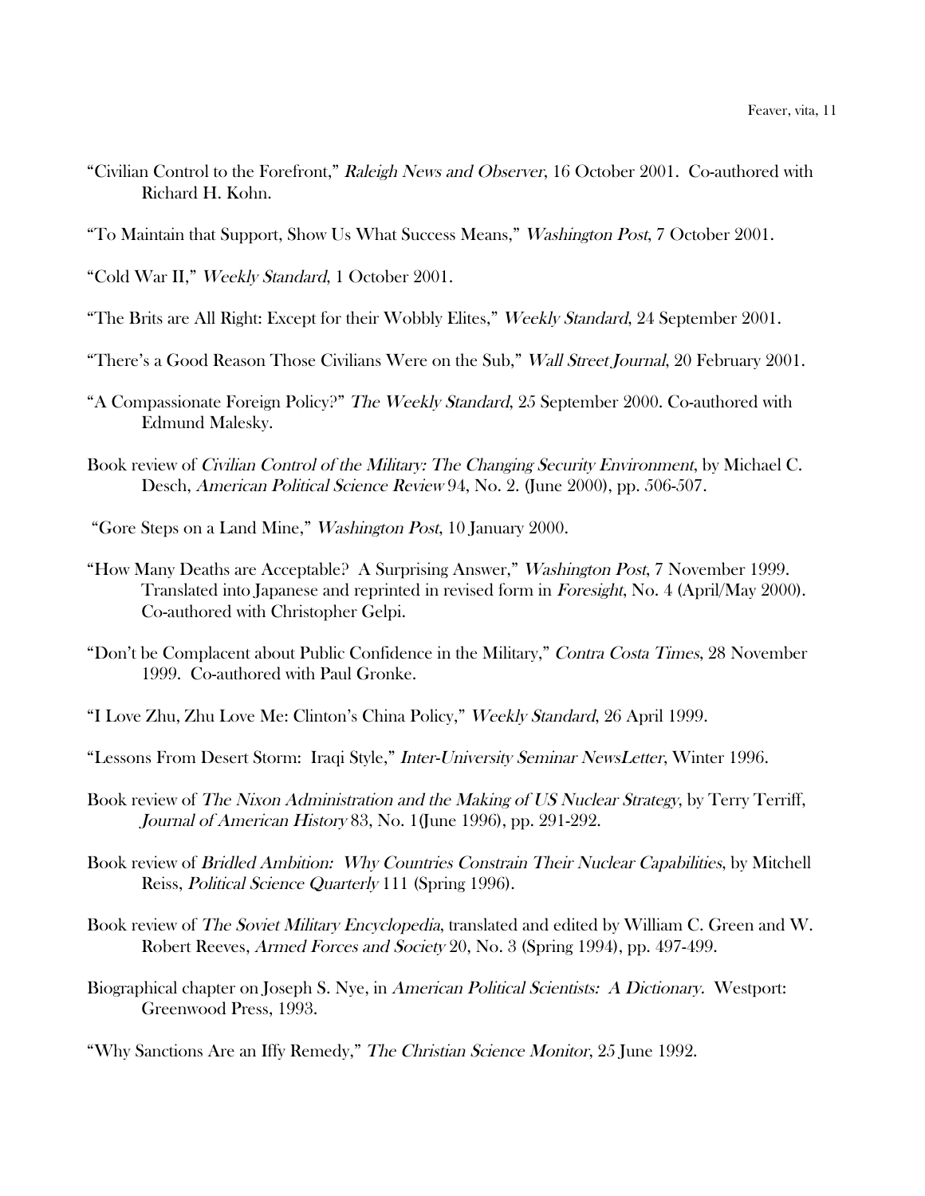"Civilian Control to the Forefront," *Raleigh News and Observer*, 16 October 2001. Co-authored with Richard H. Kohn.

"To Maintain that Support, Show Us What Success Means," *Washington Post*, 7 October 2001.

"Cold War II," *Weekly Standard*, 1 October 2001.

"The Brits are All Right: Except for their Wobbly Elites," *Weekly Standard*, 24 September 2001.

"There's a Good Reason Those Civilians Were on the Sub," *Wall Street Journal*, 20 February 2001.

"A Compassionate Foreign Policy?" *The Weekly Standard*, 25 September 2000. Co-authored with Edmund Malesky.

Book review of *Civilian Control of the Military: The Changing Security Environment*, by Michael C. Desch, *American Political Science Review* 94, No. 2. (June 2000), pp. 506-507.

"Gore Steps on a Land Mine," *Washington Post*, 10 January 2000.

"How Many Deaths are Acceptable? A Surprising Answer," *Washington Post*, 7 November 1999. Translated into Japanese and reprinted in revised form in *Foresight*, No. 4 (April/May 2000). Co-authored with Christopher Gelpi.

"Don't be Complacent about Public Confidence in the Military," *Contra Costa Times*, 28 November 1999. Co-authored with Paul Gronke.

"I Love Zhu, Zhu Love Me: Clinton's China Policy," *Weekly Standard*, 26 April 1999.

"Lessons From Desert Storm: Iraqi Style," *Inter-University Seminar NewsLetter*, Winter 1996.

Book review of *The Nixon Administration and the Making of US Nuclear Strategy*, by Terry Terriff, *Journal of American History* 83, No. 1(June 1996), pp. 291-292.

Book review of *Bridled Ambition: Why Countries Constrain Their Nuclear Capabilities*, by Mitchell Reiss, *Political Science Quarterly* 111 (Spring 1996).

Book review of *The Soviet Military Encyclopedia*, translated and edited by William C. Green and W. Robert Reeves, *Armed Forces and Society* 20, No. 3 (Spring 1994), pp. 497-499.

Biographical chapter on Joseph S. Nye, in *American Political Scientists: A Dictionary*. Westport: Greenwood Press, 1993.

"Why Sanctions Are an Iffy Remedy," *The Christian Science Monitor*, 25 June 1992.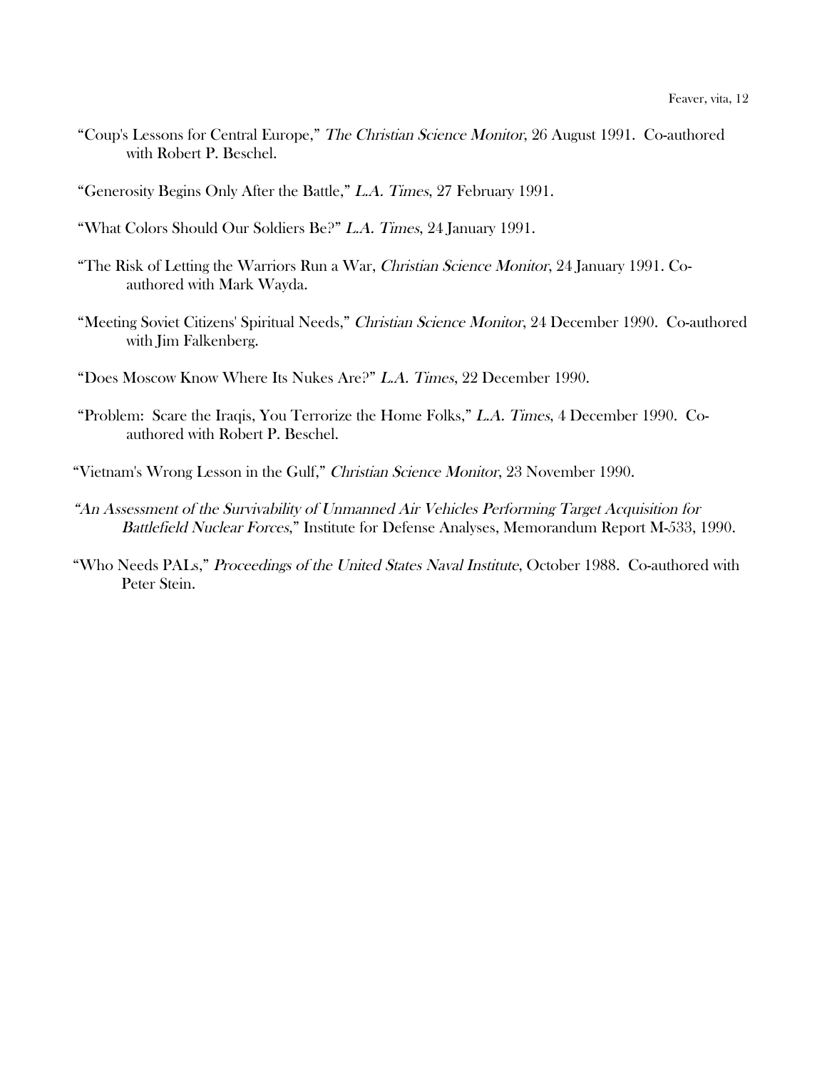"Coup's Lessons for Central Europe," *The Christian Science Monitor*, 26 August 1991. Co-authored with Robert P. Beschel.

"Generosity Begins Only After the Battle," *L.A. Times*, 27 February 1991.

"What Colors Should Our Soldiers Be?" *L.A. Times*, 24 January 1991.

"The Risk of Letting the Warriors Run a War, *Christian Science Monitor*, 24 January 1991. Co-authored with Mark Wayda.

"Meeting Soviet Citizens' Spiritual Needs," *Christian Science Monitor*, 24 December 1990. Co-authored with Jim Falkenberg.

"Does Moscow Know Where Its Nukes Are?" *L.A. Times*, 22 December 1990.

"Problem: Scare the Iraqis, You Terrorize the Home Folks," *L.A. Times*, 4 December 1990. Co-authored with Robert P. Beschel.

"Vietnam's Wrong Lesson in the Gulf," *Christian Science Monitor*, 23 November 1990.

*"An Assessment of the Survivability of Unmanned Air Vehicles Performing Target Acquisition for Battlefield Nuclear Forces,"* Institute for Defense Analyses, Memorandum Report M-533, 1990.

"Who Needs PALs," *Proceedings of the United States Naval Institute*, October 1988. Co-authored with Peter Stein.